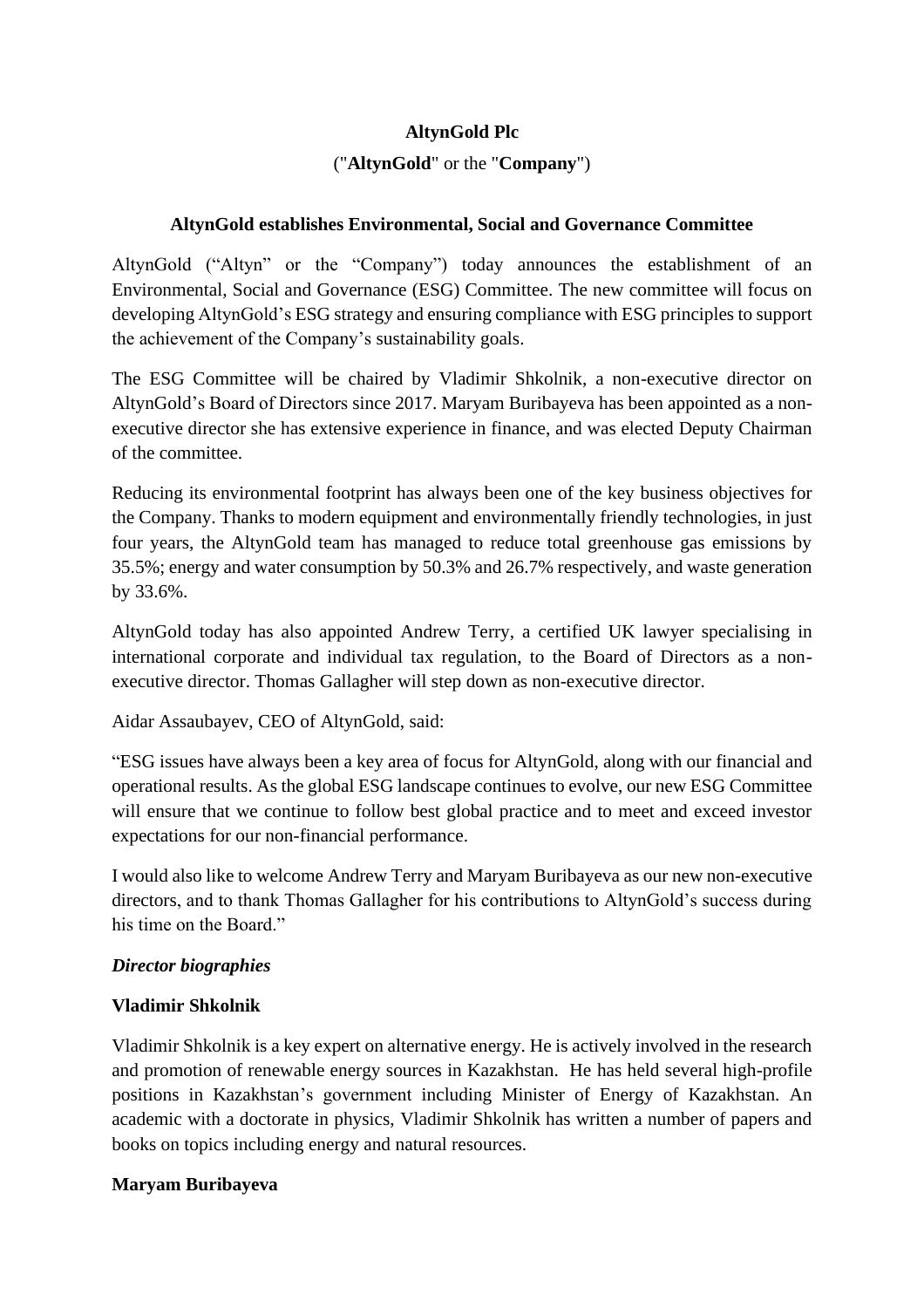**AltynGold Plc**

("**AltynGold**" or the "**Company**")

**AltynGold establishes Environmental, Social and Governance Committee**

AltynGold ("Altyn" or the "Company") today announces the establishment of an Environmental, Social and Governance (ESG) Committee. The new committee will focus on developing AltynGold's ESG strategy and ensuring compliance with ESG principles to support the achievement of the Company's sustainability goals.

The ESG Committee will be chaired by Vladimir Shkolnik, a non-executive director on AltynGold's Board of Directors since 2017. Maryam Buribayeva has been appointed as a non-executive director she has extensive experience in finance, and was elected Deputy Chairman of the committee.

Reducing its environmental footprint has always been one of the key business objectives for the Company. Thanks to modern equipment and environmentally friendly technologies, in just four years, the AltynGold team has managed to reduce total greenhouse gas emissions by 35.5%; energy and water consumption by 50.3% and 26.7% respectively, and waste generation by 33.6%.

AltynGold today has also appointed Andrew Terry, a certified UK lawyer specialising in international corporate and individual tax regulation, to the Board of Directors as a non-executive director. Thomas Gallagher will step down as non-executive director.

Aidar Assaubayev, CEO of AltynGold, said:

"ESG issues have always been a key area of focus for AltynGold, along with our financial and operational results. As the global ESG landscape continues to evolve, our new ESG Committee will ensure that we continue to follow best global practice and to meet and exceed investor expectations for our non-financial performance.

I would also like to welcome Andrew Terry and Maryam Buribayeva as our new non-executive directors, and to thank Thomas Gallagher for his contributions to AltynGold's success during his time on the Board."

***Director biographies***

**Vladimir Shkolnik**

Vladimir Shkolnik is a key expert on alternative energy. He is actively involved in the research and promotion of renewable energy sources in Kazakhstan. He has held several high-profile positions in Kazakhstan's government including Minister of Energy of Kazakhstan. An academic with a doctorate in physics, Vladimir Shkolnik has written a number of papers and books on topics including energy and natural resources.

**Maryam Buribayeva**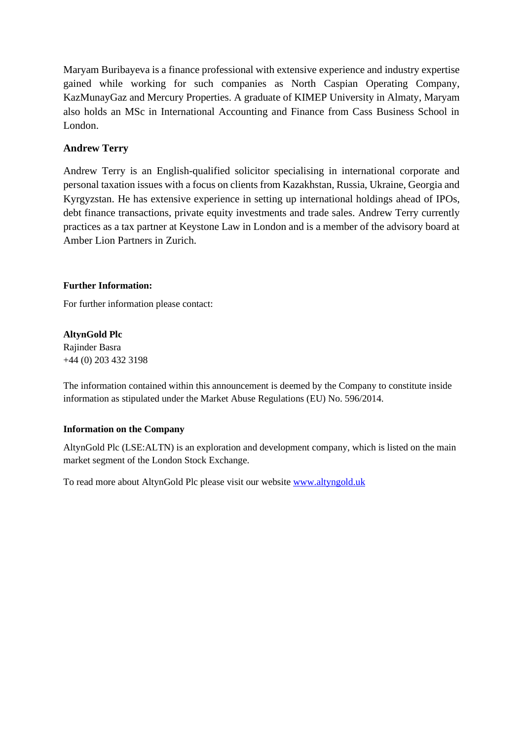Maryam Buribayeva is a finance professional with extensive experience and industry expertise gained while working for such companies as North Caspian Operating Company, KazMunayGaz and Mercury Properties. A graduate of KIMEP University in Almaty, Maryam also holds an MSc in International Accounting and Finance from Cass Business School in London.

### Andrew Terry

Andrew Terry is an English-qualified solicitor specialising in international corporate and personal taxation issues with a focus on clients from Kazakhstan, Russia, Ukraine, Georgia and Kyrgyzstan. He has extensive experience in setting up international holdings ahead of IPOs, debt finance transactions, private equity investments and trade sales. Andrew Terry currently practices as a tax partner at Keystone Law in London and is a member of the advisory board at Amber Lion Partners in Zurich.

**Further Information:**

For further information please contact:

**AltynGold Plc**
Rajinder Basra
+44 (0) 203 432 3198

The information contained within this announcement is deemed by the Company to constitute inside information as stipulated under the Market Abuse Regulations (EU) No. 596/2014.

**Information on the Company**

AltynGold Plc (LSE:ALTN) is an exploration and development company, which is listed on the main market segment of the London Stock Exchange.

To read more about AltynGold Plc please visit our website [www.altyngold.uk](http://www.altyngold.uk)